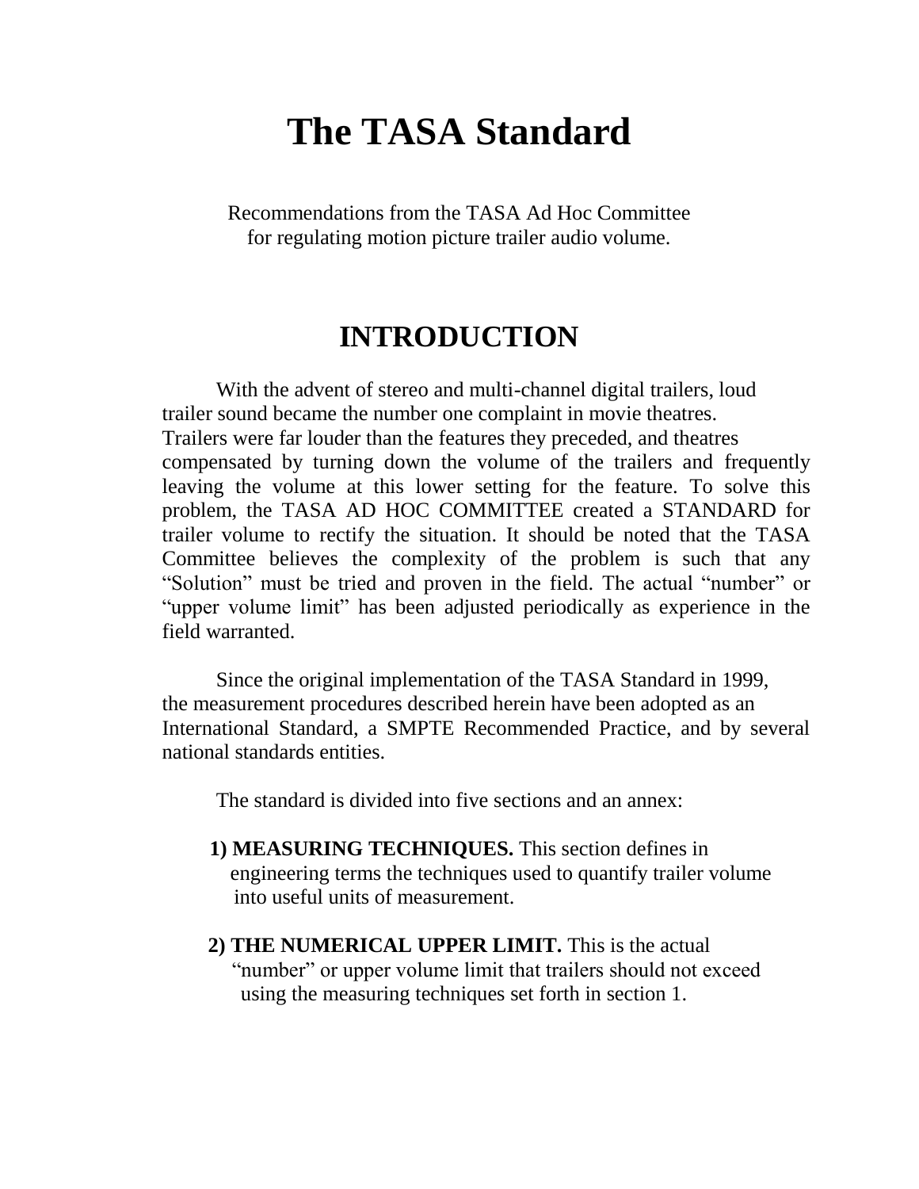# The TASA Standard

Recommendations from the TASA Ad Hoc Committee for regulating motion picture trailer audio volume.

## INTRODUCTION

With the advent of stereo and multi-channel digital trailers, loud trailer sound became the number one complaint in movie theatres. Trailers were far louder than the features they preceded, and theatres compensated by turning down the volume of the trailers and frequently leaving the volume at this lower setting for the feature. To solve this problem, the TASA AD HOC COMMITTEE created a STANDARD for trailer volume to rectify the situation. It should be noted that the TASA Committee believes the complexity of the problem is such that any “Solution” must be tried and proven in the field. The actual “number” or “upper volume limit” has been adjusted periodically as experience in the field warranted.

Since the original implementation of the TASA Standard in 1999, the measurement procedures described herein have been adopted as an International Standard, a SMPTE Recommended Practice, and by several national standards entities.

The standard is divided into five sections and an annex:

1) **MEASURING TECHNIQUES.** This section defines in engineering terms the techniques used to quantify trailer volume into useful units of measurement.

2) **THE NUMERICAL UPPER LIMIT.** This is the actual “number” or upper volume limit that trailers should not exceed using the measuring techniques set forth in section 1.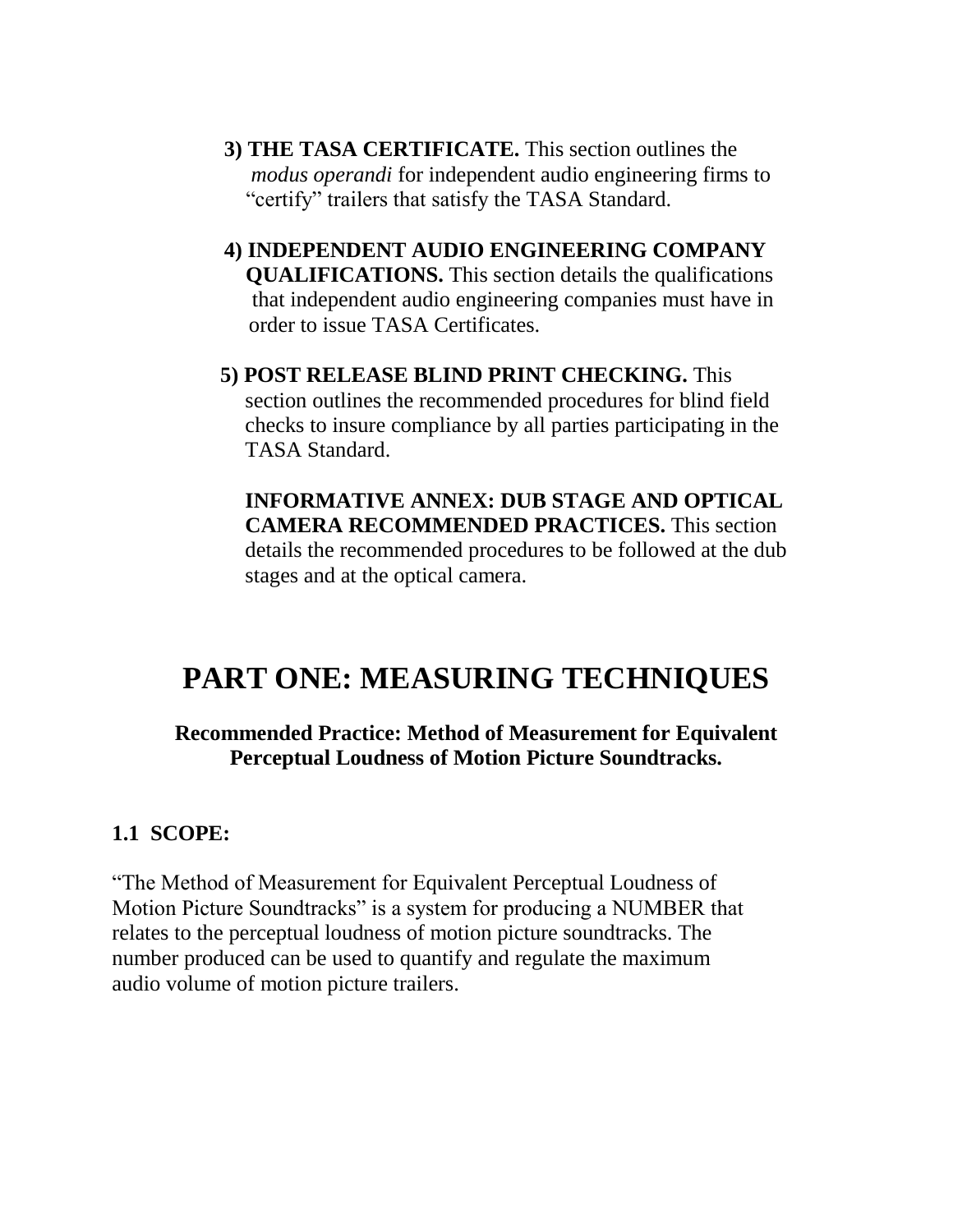3) **THE TASA CERTIFICATE.** This section outlines the *modus operandi* for independent audio engineering firms to "certify" trailers that satisfy the TASA Standard.

4) **INDEPENDENT AUDIO ENGINEERING COMPANY QUALIFICATIONS.** This section details the qualifications that independent audio engineering companies must have in order to issue TASA Certificates.

5) **POST RELEASE BLIND PRINT CHECKING.** This section outlines the recommended procedures for blind field checks to insure compliance by all parties participating in the TASA Standard.

**INFORMATIVE ANNEX: DUB STAGE AND OPTICAL CAMERA RECOMMENDED PRACTICES.** This section details the recommended procedures to be followed at the dub stages and at the optical camera.

# PART ONE: MEASURING TECHNIQUES

**Recommended Practice: Method of Measurement for Equivalent Perceptual Loudness of Motion Picture Soundtracks.**

### 1.1 SCOPE:

"The Method of Measurement for Equivalent Perceptual Loudness of Motion Picture Soundtracks" is a system for producing a NUMBER that relates to the perceptual loudness of motion picture soundtracks. The number produced can be used to quantify and regulate the maximum audio volume of motion picture trailers.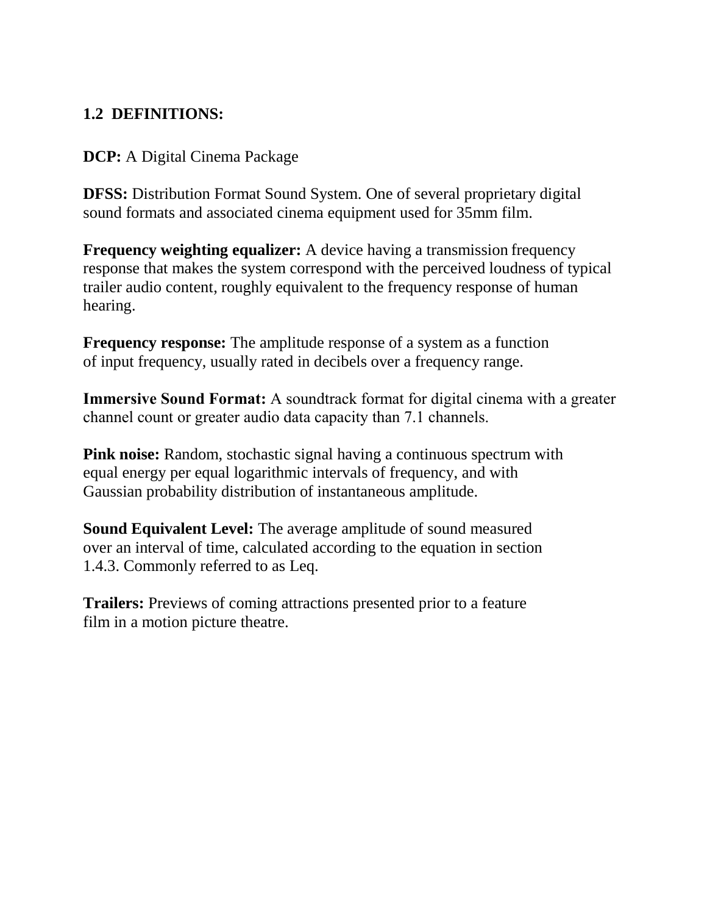## 1.2 DEFINITIONS:

**DCP:** A Digital Cinema Package

**DFSS:** Distribution Format Sound System. One of several proprietary digital sound formats and associated cinema equipment used for 35mm film.

**Frequency weighting equalizer:** A device having a transmission frequency response that makes the system correspond with the perceived loudness of typical trailer audio content, roughly equivalent to the frequency response of human hearing.

**Frequency response:** The amplitude response of a system as a function of input frequency, usually rated in decibels over a frequency range.

**Immersive Sound Format:** A soundtrack format for digital cinema with a greater channel count or greater audio data capacity than 7.1 channels.

**Pink noise:** Random, stochastic signal having a continuous spectrum with equal energy per equal logarithmic intervals of frequency, and with Gaussian probability distribution of instantaneous amplitude.

**Sound Equivalent Level:** The average amplitude of sound measured over an interval of time, calculated according to the equation in section 1.4.3. Commonly referred to as Leq.

**Trailers:** Previews of coming attractions presented prior to a feature film in a motion picture theatre.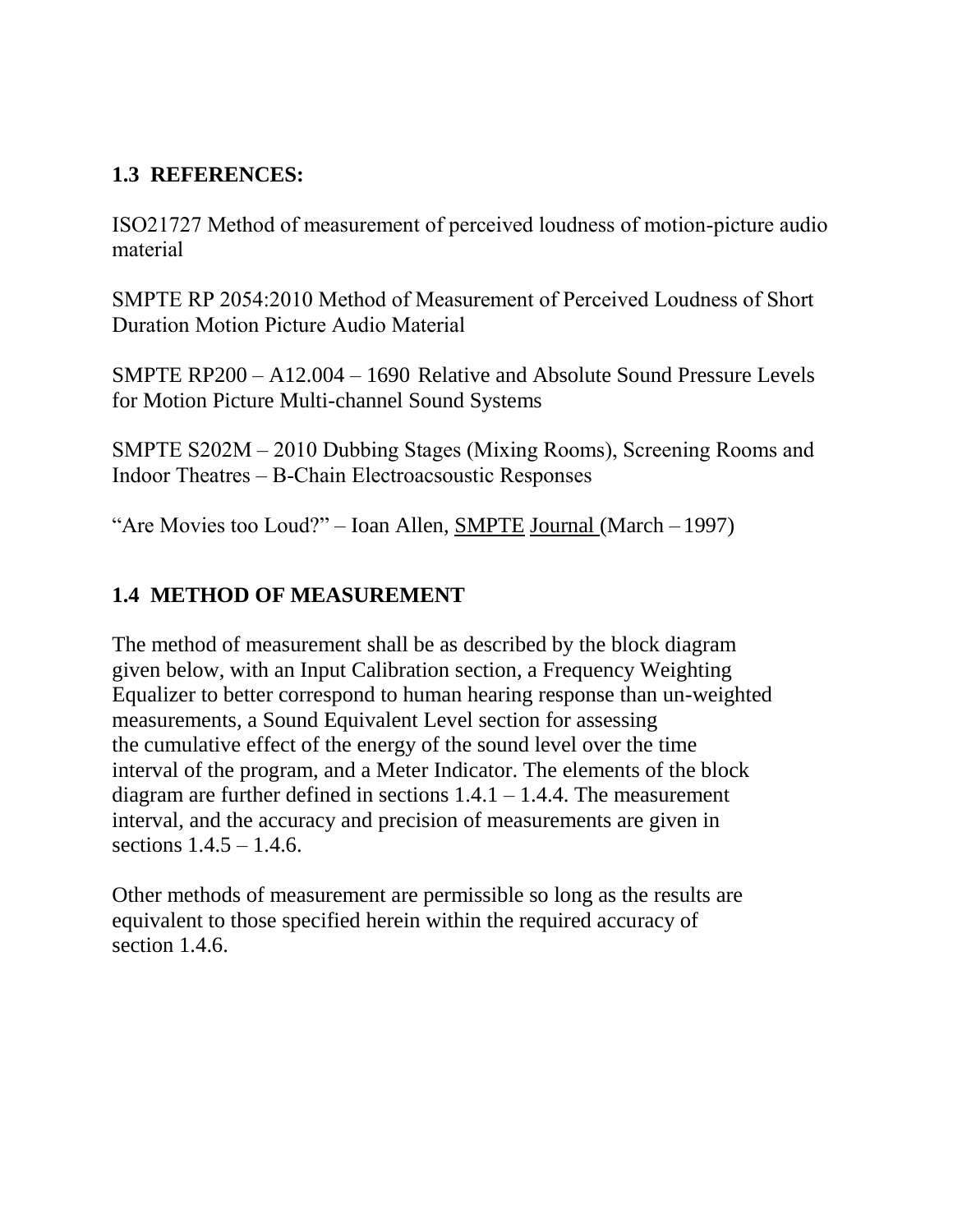## 1.3 REFERENCES:

ISO21727 Method of measurement of perceived loudness of motion-picture audio material

SMPTE RP 2054:2010 Method of Measurement of Perceived Loudness of Short Duration Motion Picture Audio Material

SMPTE RP200 – A12.004 – 1690 Relative and Absolute Sound Pressure Levels for Motion Picture Multi-channel Sound Systems

SMPTE S202M – 2010 Dubbing Stages (Mixing Rooms), Screening Rooms and Indoor Theatres – B-Chain Electroacsoustic Responses

"Are Movies too Loud?" – Ioan Allen, SMPTE Journal (March – 1997)

## 1.4 METHOD OF MEASUREMENT

The method of measurement shall be as described by the block diagram given below, with an Input Calibration section, a Frequency Weighting Equalizer to better correspond to human hearing response than un-weighted measurements, a Sound Equivalent Level section for assessing the cumulative effect of the energy of the sound level over the time interval of the program, and a Meter Indicator. The elements of the block diagram are further defined in sections 1.4.1 – 1.4.4. The measurement interval, and the accuracy and precision of measurements are given in sections 1.4.5 – 1.4.6.

Other methods of measurement are permissible so long as the results are equivalent to those specified herein within the required accuracy of section 1.4.6.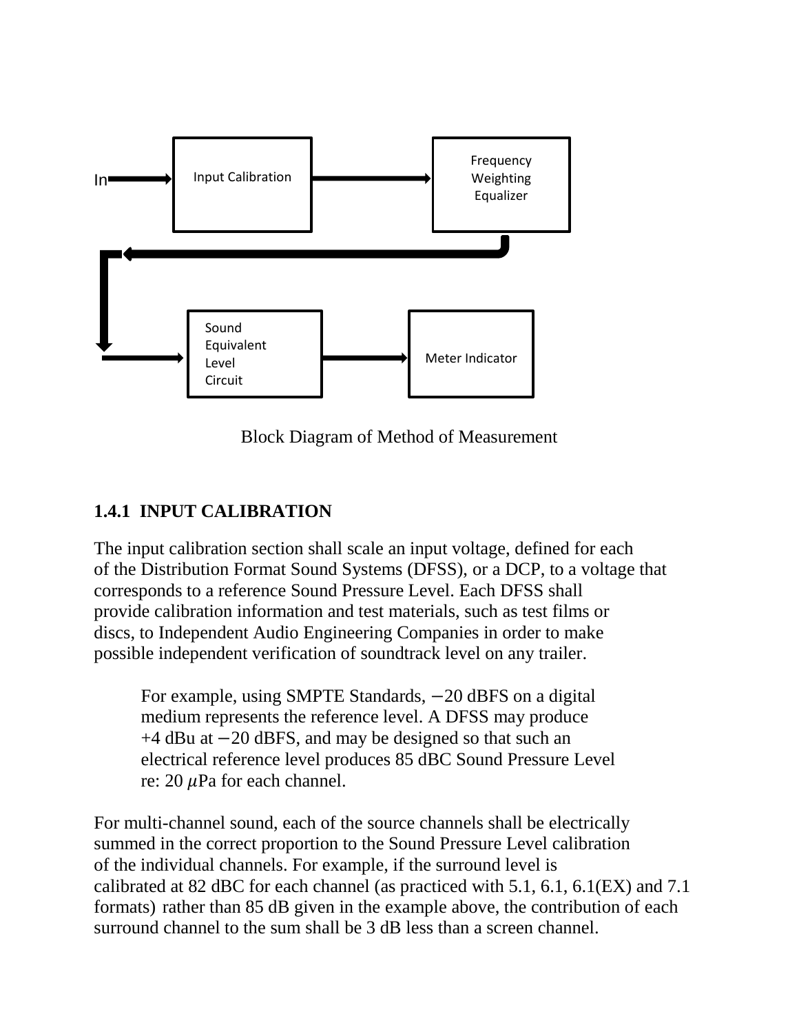In → Input Calibration → Frequency Weighting Equalizer → Sound Equivalent Level Circuit → Meter Indicator

Block Diagram of Method of Measurement

### 1.4.1 INPUT CALIBRATION

The input calibration section shall scale an input voltage, defined for each of the Distribution Format Sound Systems (DFSS), or a DCP, to a voltage that corresponds to a reference Sound Pressure Level. Each DFSS shall provide calibration information and test materials, such as test films or discs, to Independent Audio Engineering Companies in order to make possible independent verification of soundtrack level on any trailer.

> For example, using SMPTE Standards, −20 dBFS on a digital medium represents the reference level. A DFSS may produce +4 dBu at −20 dBFS, and may be designed so that such an electrical reference level produces 85 dBC Sound Pressure Level re: 20 $\mu$Pa for each channel.

For multi-channel sound, each of the source channels shall be electrically summed in the correct proportion to the Sound Pressure Level calibration of the individual channels. For example, if the surround level is calibrated at 82 dBC for each channel (as practiced with 5.1, 6.1, 6.1(EX) and 7.1 formats) rather than 85 dB given in the example above, the contribution of each surround channel to the sum shall be 3 dB less than a screen channel.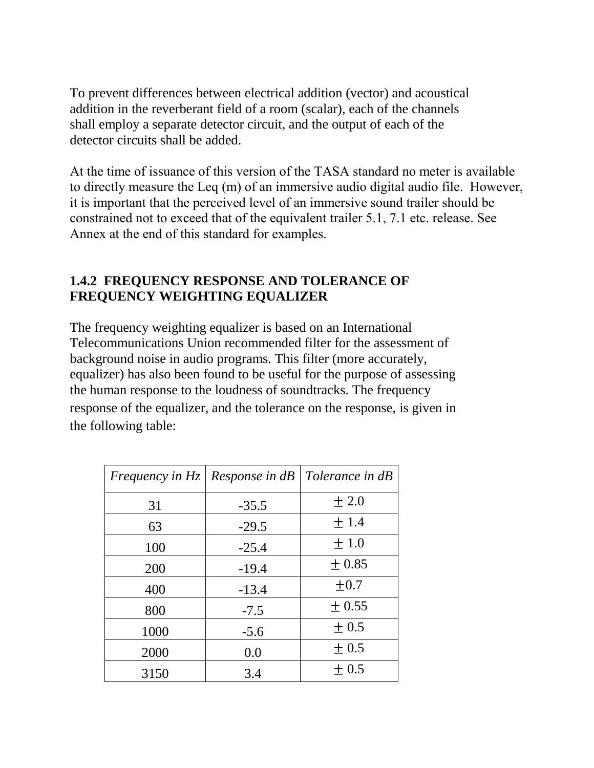To prevent differences between electrical addition (vector) and acoustical addition in the reverberant field of a room (scalar), each of the channels shall employ a separate detector circuit, and the output of each of the detector circuits shall be added.

At the time of issuance of this version of the TASA standard no meter is available to directly measure the Leq (m) of an immersive audio digital audio file. However, it is important that the perceived level of an immersive sound trailer should be constrained not to exceed that of the equivalent trailer 5.1, 7.1 etc. release. See Annex at the end of this standard for examples.

### 1.4.2 FREQUENCY RESPONSE AND TOLERANCE OF FREQUENCY WEIGHTING EQUALIZER

The frequency weighting equalizer is based on an International Telecommunications Union recommended filter for the assessment of background noise in audio programs. This filter (more accurately, equalizer) has also been found to be useful for the purpose of assessing the human response to the loudness of soundtracks. The frequency response of the equalizer, and the tolerance on the response, is given in the following table:

| *Frequency in Hz* | *Response in dB* | *Tolerance in dB* |
|---|---|---|
| 31 | -35.5 | ± 2.0 |
| 63 | -29.5 | ± 1.4 |
| 100 | -25.4 | ± 1.0 |
| 200 | -19.4 | ± 0.85 |
| 400 | -13.4 | ±0.7 |
| 800 | -7.5 | ± 0.55 |
| 1000 | -5.6 | ± 0.5 |
| 2000 | 0.0 | ± 0.5 |
| 3150 | 3.4 | ± 0.5 |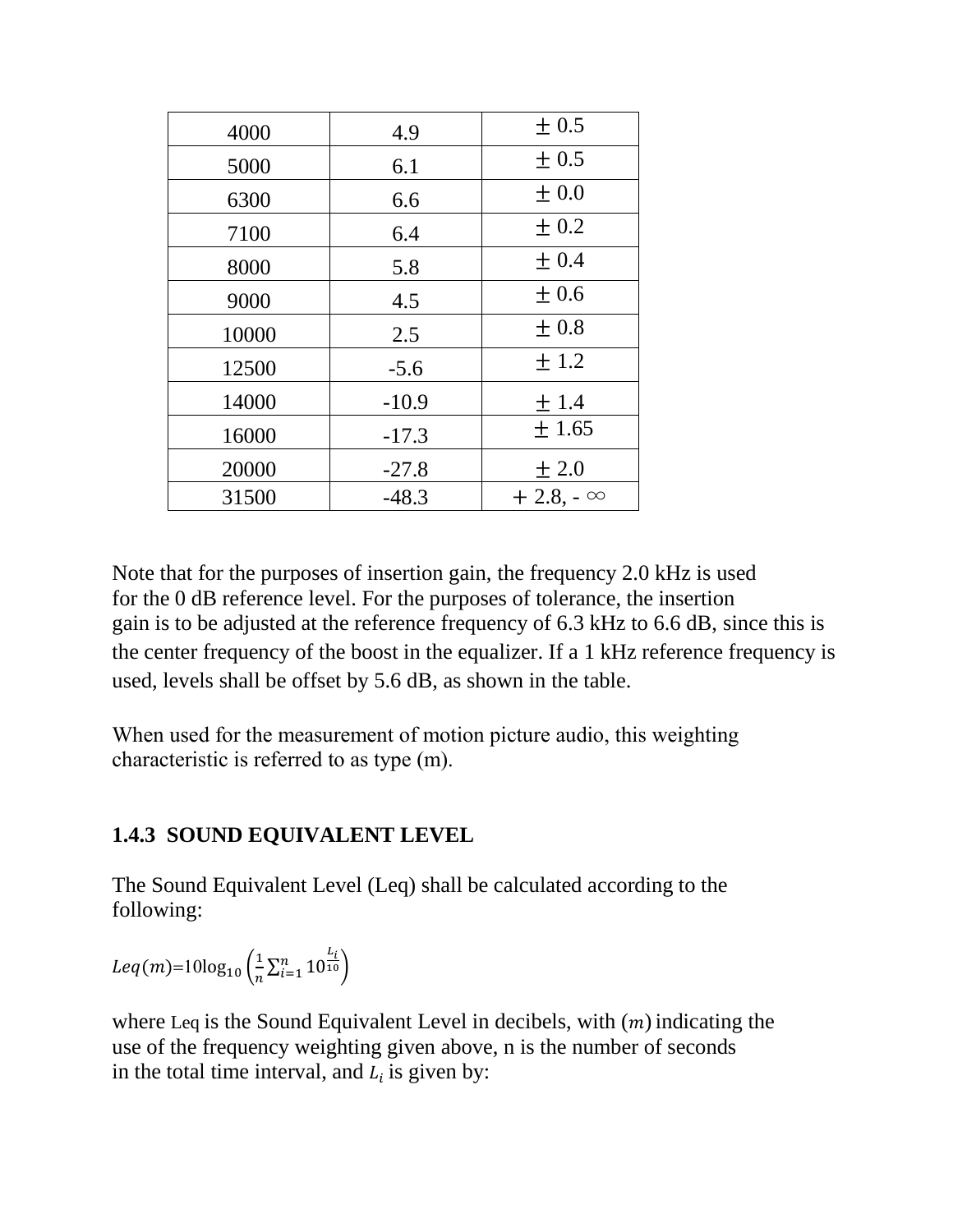| 4000 | 4.9 | ± 0.5 |
|---|---|---|
| 5000 | 6.1 | ± 0.5 |
| 6300 | 6.6 | ± 0.0 |
| 7100 | 6.4 | ± 0.2 |
| 8000 | 5.8 | ± 0.4 |
| 9000 | 4.5 | ± 0.6 |
| 10000 | 2.5 | ± 0.8 |
| 12500 | -5.6 | ± 1.2 |
| 14000 | -10.9 | ± 1.4 |
| 16000 | -17.3 | ± 1.65 |
| 20000 | -27.8 | ± 2.0 |
| 31500 | -48.3 | + 2.8, - ∞ |

Note that for the purposes of insertion gain, the frequency 2.0 kHz is used for the 0 dB reference level. For the purposes of tolerance, the insertion gain is to be adjusted at the reference frequency of 6.3 kHz to 6.6 dB, since this is the center frequency of the boost in the equalizer. If a 1 kHz reference frequency is used, levels shall be offset by 5.6 dB, as shown in the table.

When used for the measurement of motion picture audio, this weighting characteristic is referred to as type (m).

### 1.4.3 SOUND EQUIVALENT LEVEL

The Sound Equivalent Level (Leq) shall be calculated according to the following:

$$Leq(m)=10\log_{10}\left(\frac{1}{n}\sum_{i=1}^{n}10^{\frac{L_i}{10}}\right)$$

where Leq is the Sound Equivalent Level in decibels, with $(m)$ indicating the use of the frequency weighting given above, n is the number of seconds in the total time interval, and $L_i$ is given by: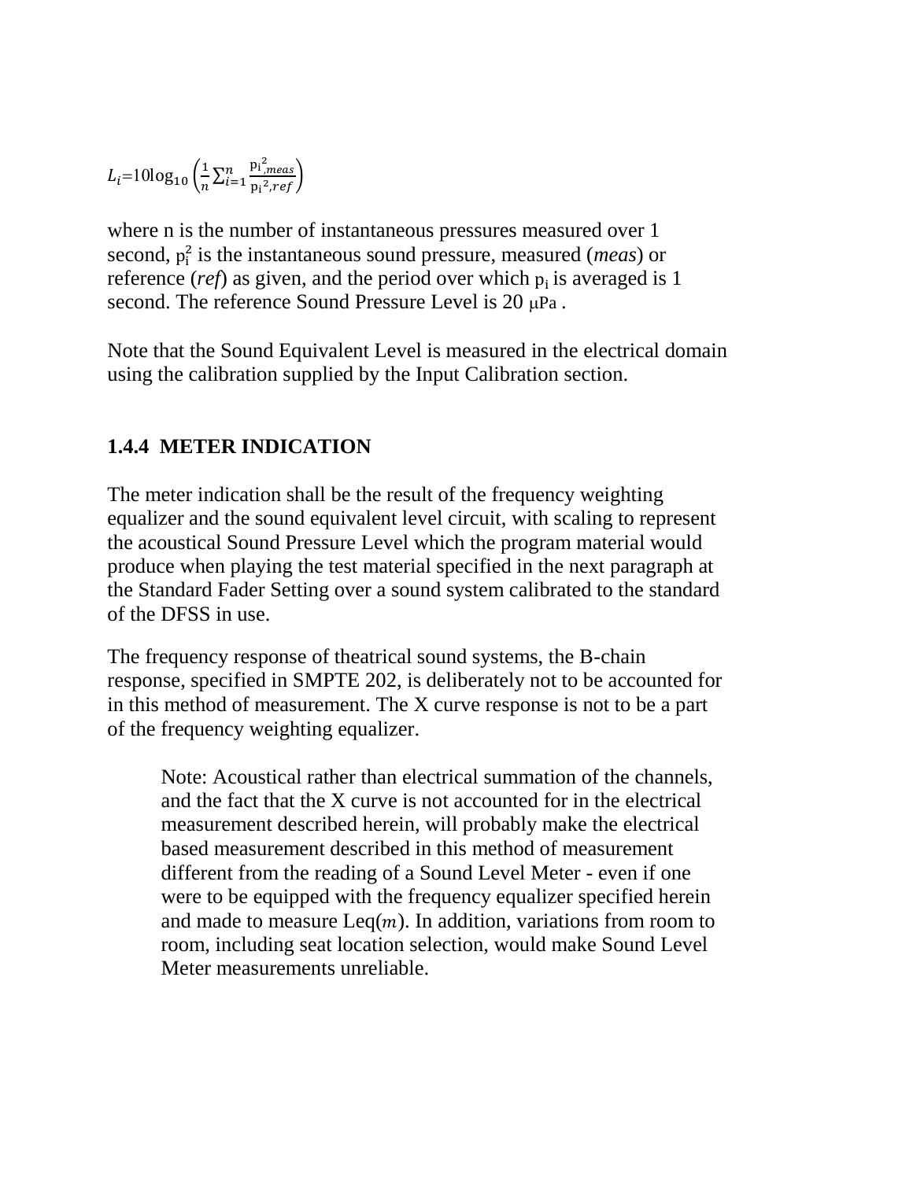$$L_i = 10\log_{10}\left(\frac{1}{n}\sum_{i=1}^{n}\frac{p_{i,meas}^2}{p_i{}^2{,}_{ref}}\right)$$

where n is the number of instantaneous pressures measured over 1 second, $p_i^2$ is the instantaneous sound pressure, measured (*meas*) or reference (*ref*) as given, and the period over which $p_i$ is averaged is 1 second. The reference Sound Pressure Level is 20 μPa .

Note that the Sound Equivalent Level is measured in the electrical domain using the calibration supplied by the Input Calibration section.

### 1.4.4 METER INDICATION

The meter indication shall be the result of the frequency weighting equalizer and the sound equivalent level circuit, with scaling to represent the acoustical Sound Pressure Level which the program material would produce when playing the test material specified in the next paragraph at the Standard Fader Setting over a sound system calibrated to the standard of the DFSS in use.

The frequency response of theatrical sound systems, the B-chain response, specified in SMPTE 202, is deliberately not to be accounted for in this method of measurement. The X curve response is not to be a part of the frequency weighting equalizer.

> Note: Acoustical rather than electrical summation of the channels, and the fact that the X curve is not accounted for in the electrical measurement described herein, will probably make the electrical based measurement described in this method of measurement different from the reading of a Sound Level Meter - even if one were to be equipped with the frequency equalizer specified herein and made to measure Leq($m$). In addition, variations from room to room, including seat location selection, would make Sound Level Meter measurements unreliable.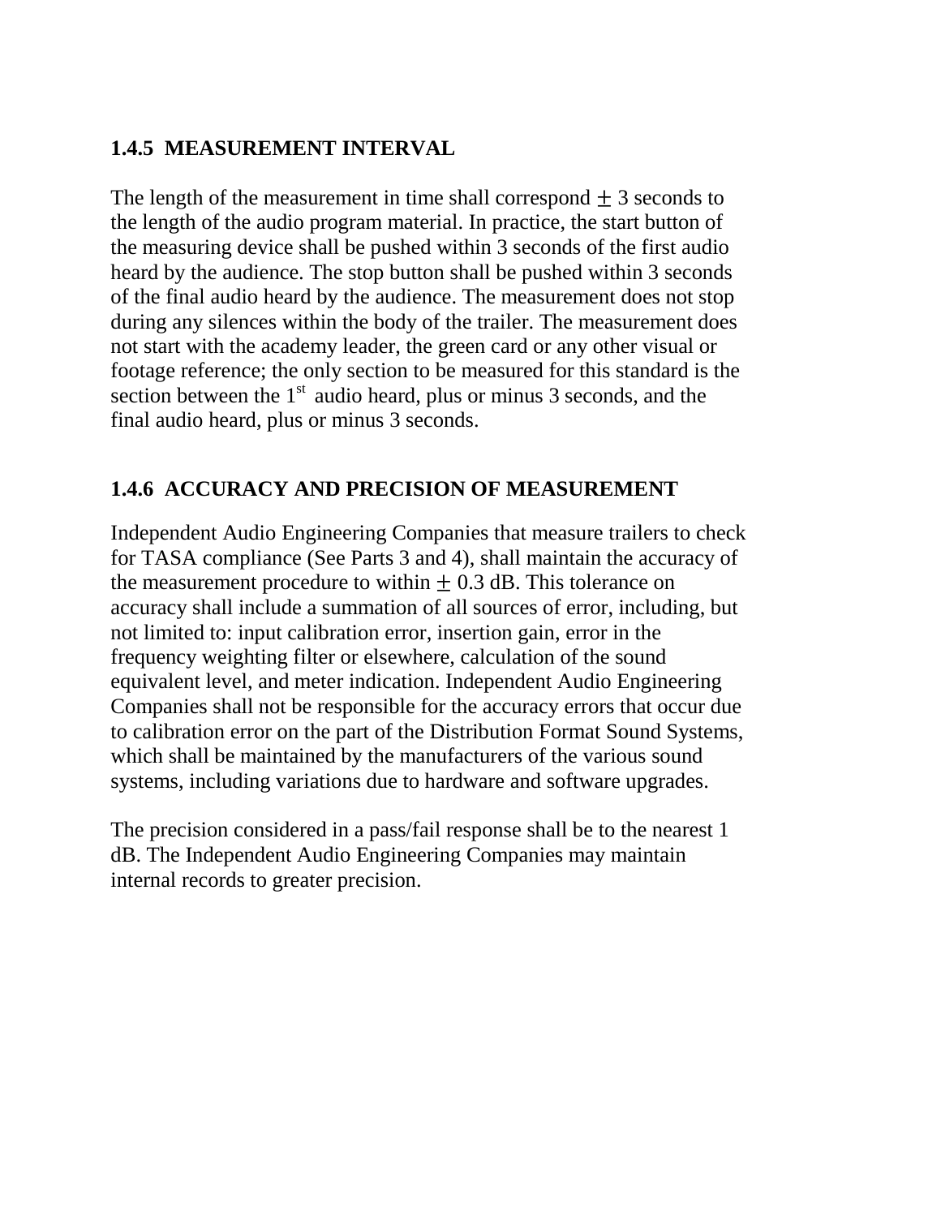### 1.4.5 MEASUREMENT INTERVAL

The length of the measurement in time shall correspond ± 3 seconds to the length of the audio program material. In practice, the start button of the measuring device shall be pushed within 3 seconds of the first audio heard by the audience. The stop button shall be pushed within 3 seconds of the final audio heard by the audience. The measurement does not stop during any silences within the body of the trailer. The measurement does not start with the academy leader, the green card or any other visual or footage reference; the only section to be measured for this standard is the section between the 1st audio heard, plus or minus 3 seconds, and the final audio heard, plus or minus 3 seconds.

### 1.4.6 ACCURACY AND PRECISION OF MEASUREMENT

Independent Audio Engineering Companies that measure trailers to check for TASA compliance (See Parts 3 and 4), shall maintain the accuracy of the measurement procedure to within ± 0.3 dB. This tolerance on accuracy shall include a summation of all sources of error, including, but not limited to: input calibration error, insertion gain, error in the frequency weighting filter or elsewhere, calculation of the sound equivalent level, and meter indication. Independent Audio Engineering Companies shall not be responsible for the accuracy errors that occur due to calibration error on the part of the Distribution Format Sound Systems, which shall be maintained by the manufacturers of the various sound systems, including variations due to hardware and software upgrades.

The precision considered in a pass/fail response shall be to the nearest 1 dB. The Independent Audio Engineering Companies may maintain internal records to greater precision.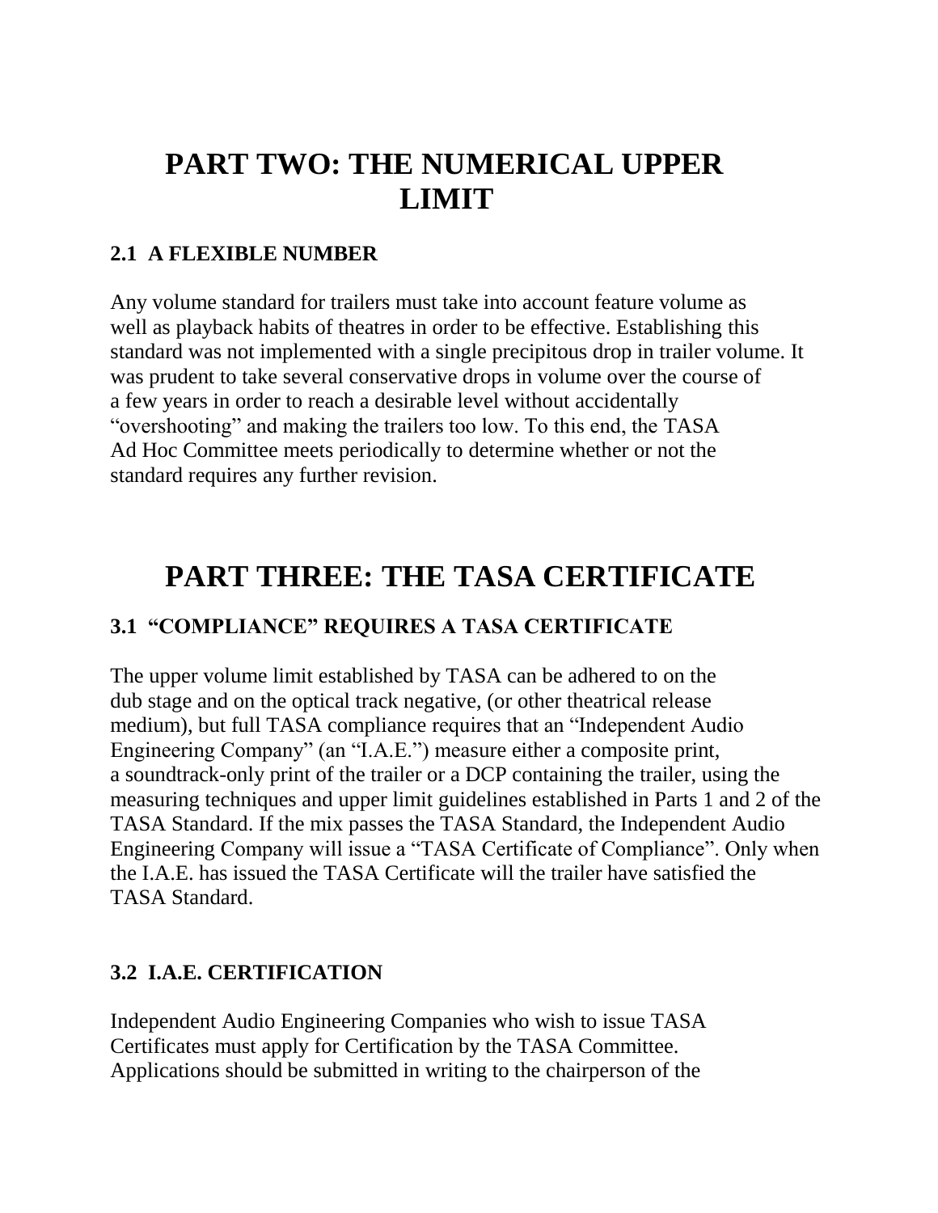# PART TWO: THE NUMERICAL UPPER LIMIT

### 2.1 A FLEXIBLE NUMBER

Any volume standard for trailers must take into account feature volume as well as playback habits of theatres in order to be effective. Establishing this standard was not implemented with a single precipitous drop in trailer volume. It was prudent to take several conservative drops in volume over the course of a few years in order to reach a desirable level without accidentally “overshooting” and making the trailers too low. To this end, the TASA Ad Hoc Committee meets periodically to determine whether or not the standard requires any further revision.

# PART THREE: THE TASA CERTIFICATE

### 3.1 “COMPLIANCE” REQUIRES A TASA CERTIFICATE

The upper volume limit established by TASA can be adhered to on the dub stage and on the optical track negative, (or other theatrical release medium), but full TASA compliance requires that an “Independent Audio Engineering Company” (an “I.A.E.”) measure either a composite print, a soundtrack-only print of the trailer or a DCP containing the trailer, using the measuring techniques and upper limit guidelines established in Parts 1 and 2 of the TASA Standard. If the mix passes the TASA Standard, the Independent Audio Engineering Company will issue a “TASA Certificate of Compliance”. Only when the I.A.E. has issued the TASA Certificate will the trailer have satisfied the TASA Standard.

### 3.2 I.A.E. CERTIFICATION

Independent Audio Engineering Companies who wish to issue TASA Certificates must apply for Certification by the TASA Committee. Applications should be submitted in writing to the chairperson of the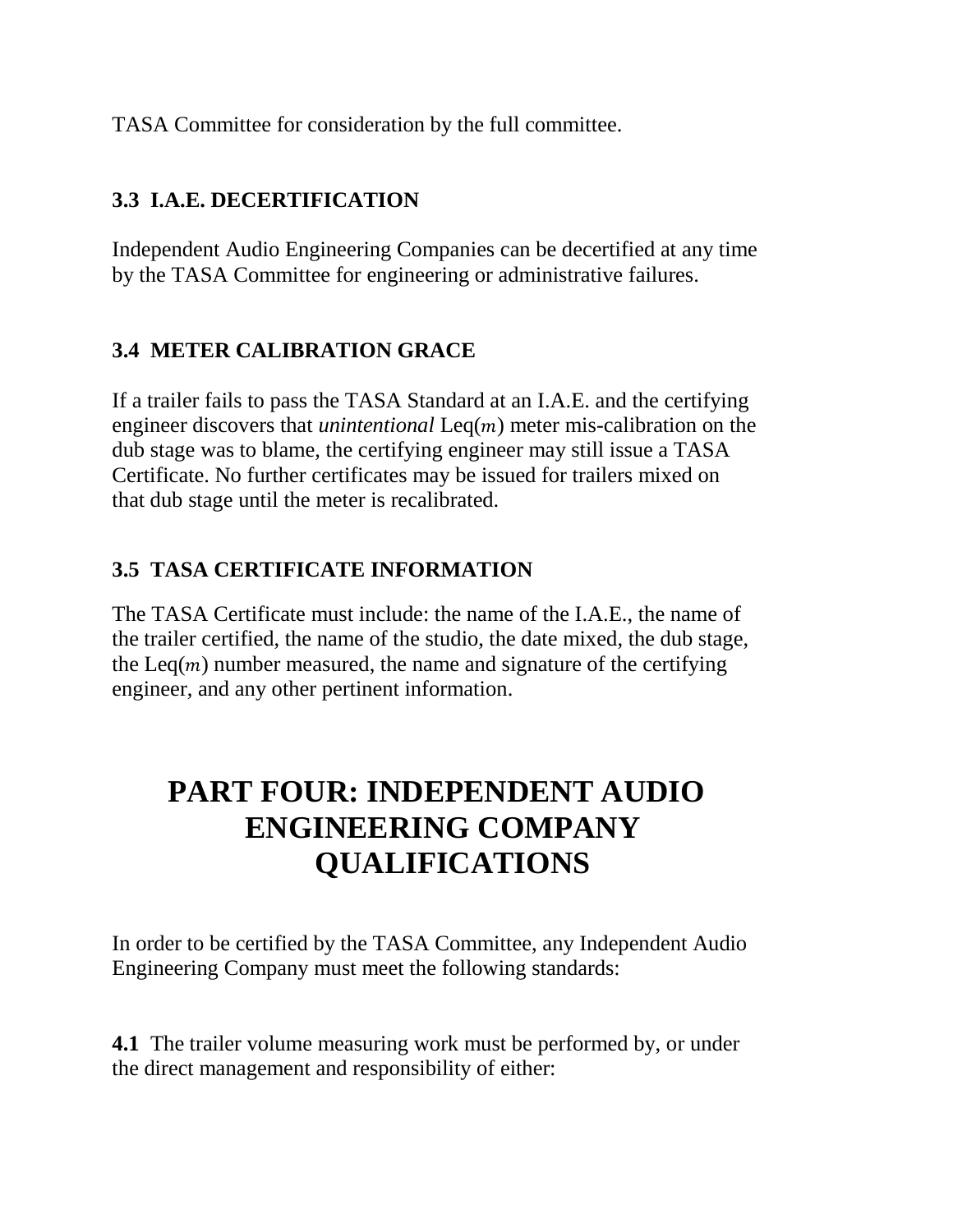TASA Committee for consideration by the full committee.

### 3.3 I.A.E. DECERTIFICATION

Independent Audio Engineering Companies can be decertified at any time by the TASA Committee for engineering or administrative failures.

### 3.4 METER CALIBRATION GRACE

If a trailer fails to pass the TASA Standard at an I.A.E. and the certifying engineer discovers that *unintentional* Leq($m$) meter mis-calibration on the dub stage was to blame, the certifying engineer may still issue a TASA Certificate. No further certificates may be issued for trailers mixed on that dub stage until the meter is recalibrated.

### 3.5 TASA CERTIFICATE INFORMATION

The TASA Certificate must include: the name of the I.A.E., the name of the trailer certified, the name of the studio, the date mixed, the dub stage, the Leq($m$) number measured, the name and signature of the certifying engineer, and any other pertinent information.

# PART FOUR: INDEPENDENT AUDIO ENGINEERING COMPANY QUALIFICATIONS

In order to be certified by the TASA Committee, any Independent Audio Engineering Company must meet the following standards:

**4.1** The trailer volume measuring work must be performed by, or under the direct management and responsibility of either: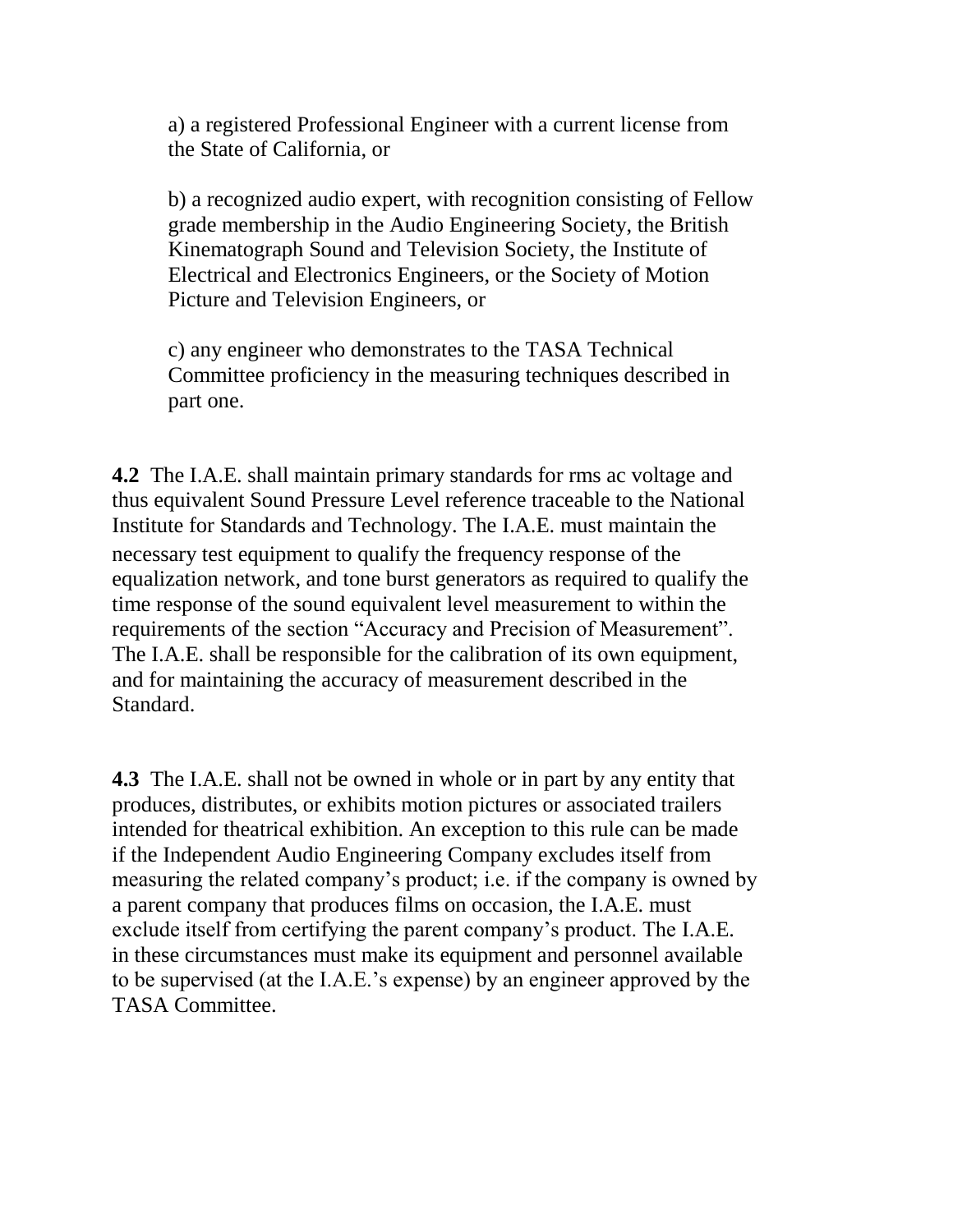a) a registered Professional Engineer with a current license from the State of California, or

b) a recognized audio expert, with recognition consisting of Fellow grade membership in the Audio Engineering Society, the British Kinematograph Sound and Television Society, the Institute of Electrical and Electronics Engineers, or the Society of Motion Picture and Television Engineers, or

c) any engineer who demonstrates to the TASA Technical Committee proficiency in the measuring techniques described in part one.

**4.2** The I.A.E. shall maintain primary standards for rms ac voltage and thus equivalent Sound Pressure Level reference traceable to the National Institute for Standards and Technology. The I.A.E. must maintain the necessary test equipment to qualify the frequency response of the equalization network, and tone burst generators as required to qualify the time response of the sound equivalent level measurement to within the requirements of the section "Accuracy and Precision of Measurement". The I.A.E. shall be responsible for the calibration of its own equipment, and for maintaining the accuracy of measurement described in the Standard.

**4.3** The I.A.E. shall not be owned in whole or in part by any entity that produces, distributes, or exhibits motion pictures or associated trailers intended for theatrical exhibition. An exception to this rule can be made if the Independent Audio Engineering Company excludes itself from measuring the related company's product; i.e. if the company is owned by a parent company that produces films on occasion, the I.A.E. must exclude itself from certifying the parent company's product. The I.A.E. in these circumstances must make its equipment and personnel available to be supervised (at the I.A.E.'s expense) by an engineer approved by the TASA Committee.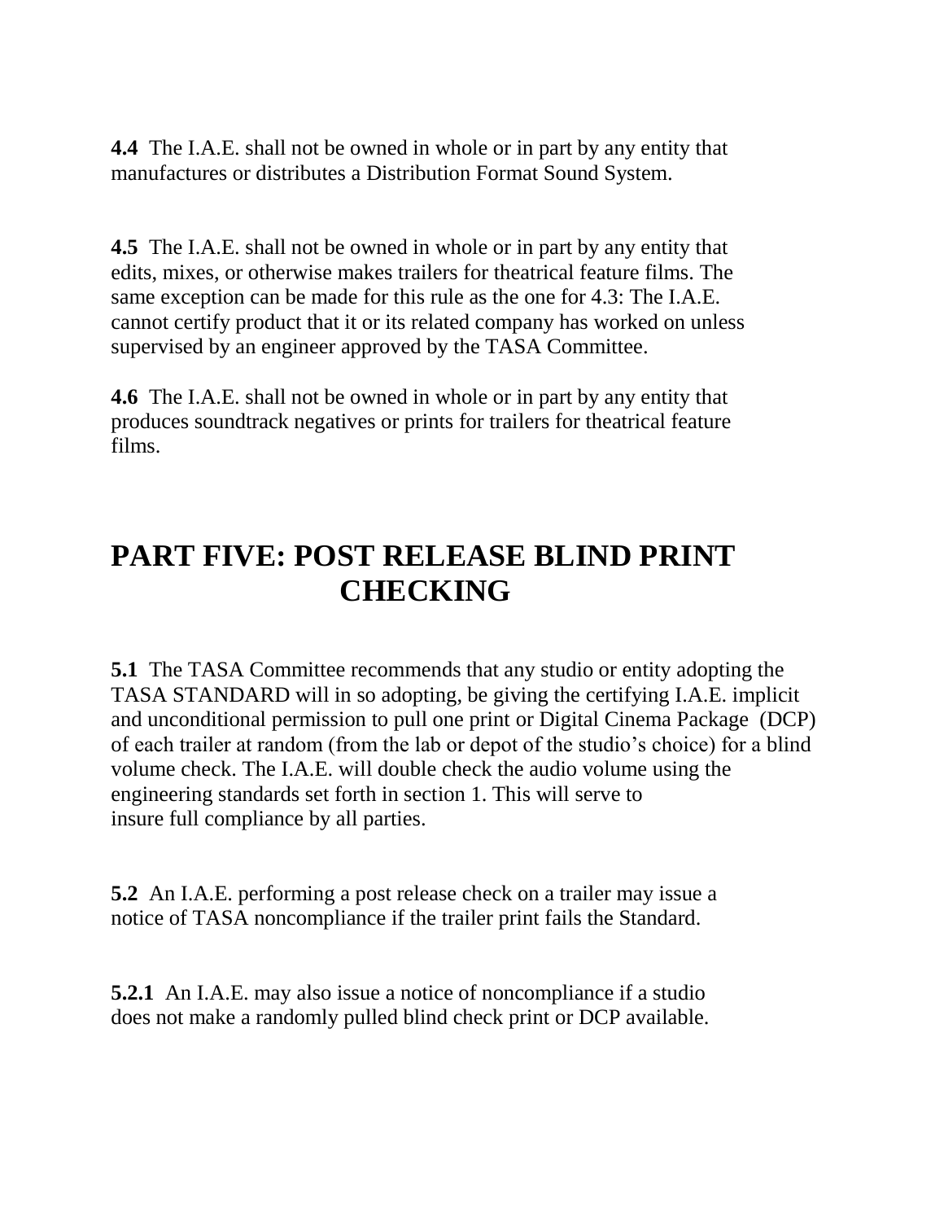**4.4** The I.A.E. shall not be owned in whole or in part by any entity that manufactures or distributes a Distribution Format Sound System.

**4.5** The I.A.E. shall not be owned in whole or in part by any entity that edits, mixes, or otherwise makes trailers for theatrical feature films. The same exception can be made for this rule as the one for 4.3: The I.A.E. cannot certify product that it or its related company has worked on unless supervised by an engineer approved by the TASA Committee.

**4.6** The I.A.E. shall not be owned in whole or in part by any entity that produces soundtrack negatives or prints for trailers for theatrical feature films.

# PART FIVE: POST RELEASE BLIND PRINT CHECKING

**5.1** The TASA Committee recommends that any studio or entity adopting the TASA STANDARD will in so adopting, be giving the certifying I.A.E. implicit and unconditional permission to pull one print or Digital Cinema Package (DCP) of each trailer at random (from the lab or depot of the studio's choice) for a blind volume check. The I.A.E. will double check the audio volume using the engineering standards set forth in section 1. This will serve to insure full compliance by all parties.

**5.2** An I.A.E. performing a post release check on a trailer may issue a notice of TASA noncompliance if the trailer print fails the Standard.

**5.2.1** An I.A.E. may also issue a notice of noncompliance if a studio does not make a randomly pulled blind check print or DCP available.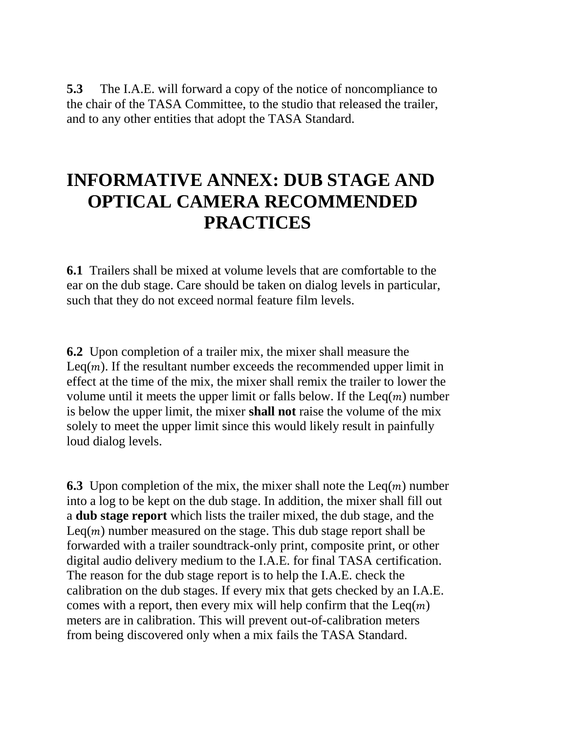**5.3** The I.A.E. will forward a copy of the notice of noncompliance to the chair of the TASA Committee, to the studio that released the trailer, and to any other entities that adopt the TASA Standard.

# INFORMATIVE ANNEX: DUB STAGE AND OPTICAL CAMERA RECOMMENDED PRACTICES

**6.1** Trailers shall be mixed at volume levels that are comfortable to the ear on the dub stage. Care should be taken on dialog levels in particular, such that they do not exceed normal feature film levels.

**6.2** Upon completion of a trailer mix, the mixer shall measure the Leq($m$). If the resultant number exceeds the recommended upper limit in effect at the time of the mix, the mixer shall remix the trailer to lower the volume until it meets the upper limit or falls below. If the Leq($m$) number is below the upper limit, the mixer **shall not** raise the volume of the mix solely to meet the upper limit since this would likely result in painfully loud dialog levels.

**6.3** Upon completion of the mix, the mixer shall note the Leq($m$) number into a log to be kept on the dub stage. In addition, the mixer shall fill out a **dub stage report** which lists the trailer mixed, the dub stage, and the Leq($m$) number measured on the stage. This dub stage report shall be forwarded with a trailer soundtrack-only print, composite print, or other digital audio delivery medium to the I.A.E. for final TASA certification. The reason for the dub stage report is to help the I.A.E. check the calibration on the dub stages. If every mix that gets checked by an I.A.E. comes with a report, then every mix will help confirm that the Leq($m$) meters are in calibration. This will prevent out-of-calibration meters from being discovered only when a mix fails the TASA Standard.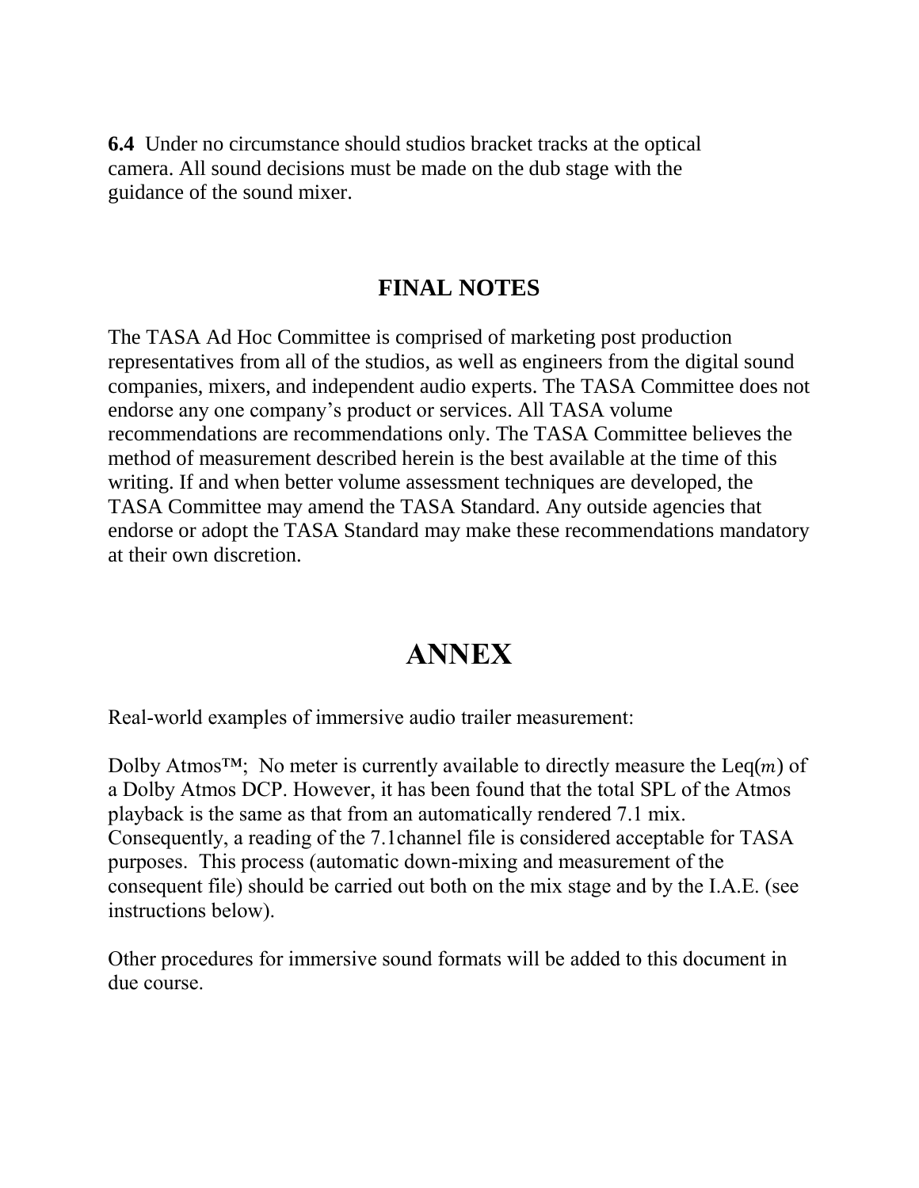**6.4** Under no circumstance should studios bracket tracks at the optical camera. All sound decisions must be made on the dub stage with the guidance of the sound mixer.

## FINAL NOTES

The TASA Ad Hoc Committee is comprised of marketing post production representatives from all of the studios, as well as engineers from the digital sound companies, mixers, and independent audio experts. The TASA Committee does not endorse any one company's product or services. All TASA volume recommendations are recommendations only. The TASA Committee believes the method of measurement described herein is the best available at the time of this writing. If and when better volume assessment techniques are developed, the TASA Committee may amend the TASA Standard. Any outside agencies that endorse or adopt the TASA Standard may make these recommendations mandatory at their own discretion.

# ANNEX

Real-world examples of immersive audio trailer measurement:

Dolby Atmos™; No meter is currently available to directly measure the Leq($m$) of a Dolby Atmos DCP. However, it has been found that the total SPL of the Atmos playback is the same as that from an automatically rendered 7.1 mix. Consequently, a reading of the 7.1channel file is considered acceptable for TASA purposes. This process (automatic down-mixing and measurement of the consequent file) should be carried out both on the mix stage and by the I.A.E. (see instructions below).

Other procedures for immersive sound formats will be added to this document in due course.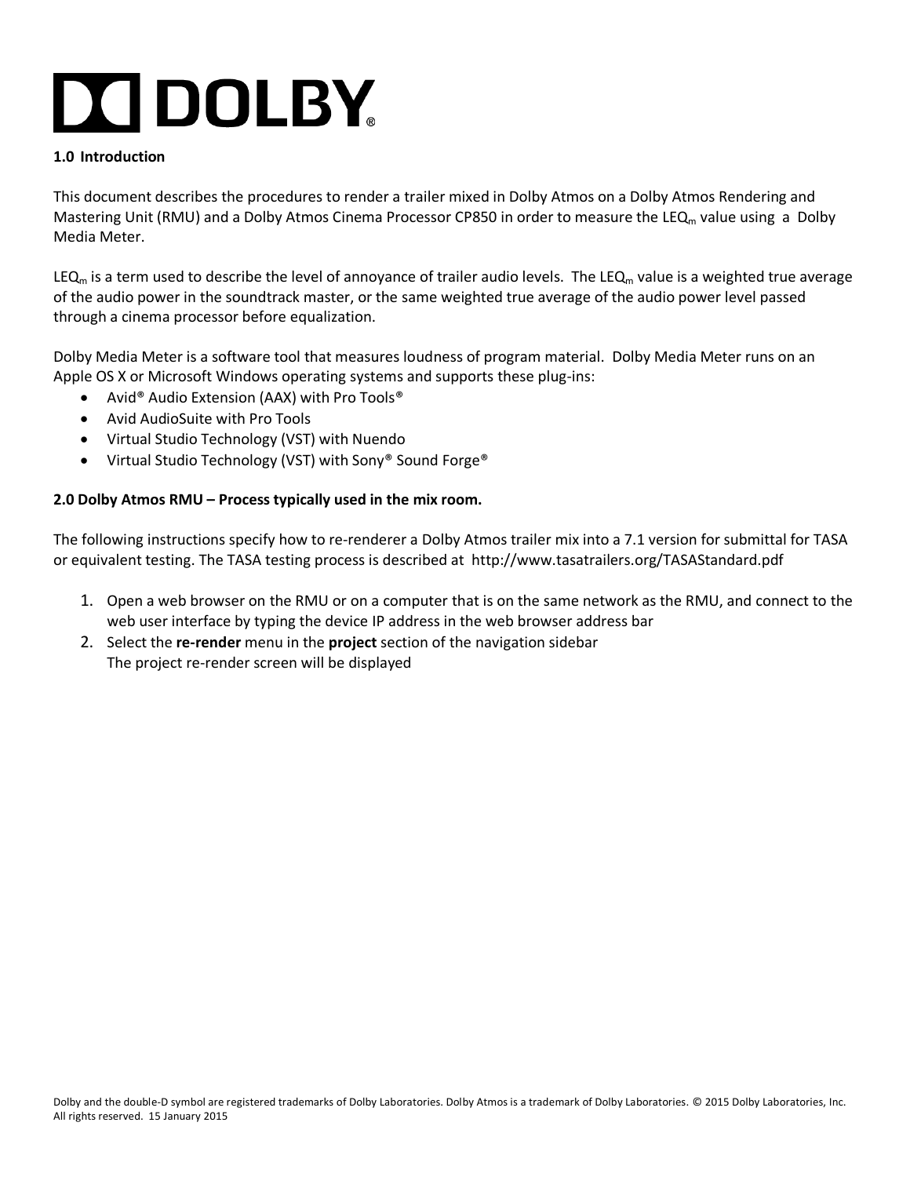## 1.0 Introduction

This document describes the procedures to render a trailer mixed in Dolby Atmos on a Dolby Atmos Rendering and Mastering Unit (RMU) and a Dolby Atmos Cinema Processor CP850 in order to measure the $LEQ_m$ value using a Dolby Media Meter.

$LEQ_m$ is a term used to describe the level of annoyance of trailer audio levels. The $LEQ_m$ value is a weighted true average of the audio power in the soundtrack master, or the same weighted true average of the audio power level passed through a cinema processor before equalization.

Dolby Media Meter is a software tool that measures loudness of program material. Dolby Media Meter runs on an Apple OS X or Microsoft Windows operating systems and supports these plug-ins:

- Avid® Audio Extension (AAX) with Pro Tools®
- Avid AudioSuite with Pro Tools
- Virtual Studio Technology (VST) with Nuendo
- Virtual Studio Technology (VST) with Sony® Sound Forge®

## 2.0 Dolby Atmos RMU – Process typically used in the mix room.

The following instructions specify how to re-renderer a Dolby Atmos trailer mix into a 7.1 version for submittal for TASA or equivalent testing. The TASA testing process is described at http://www.tasatrailers.org/TASAStandard.pdf

1. Open a web browser on the RMU or on a computer that is on the same network as the RMU, and connect to the web user interface by typing the device IP address in the web browser address bar
2. Select the **re-render** menu in the **project** section of the navigation sidebar
   The project re-render screen will be displayed

Dolby and the double-D symbol are registered trademarks of Dolby Laboratories. Dolby Atmos is a trademark of Dolby Laboratories. © 2015 Dolby Laboratories, Inc. All rights reserved. 15 January 2015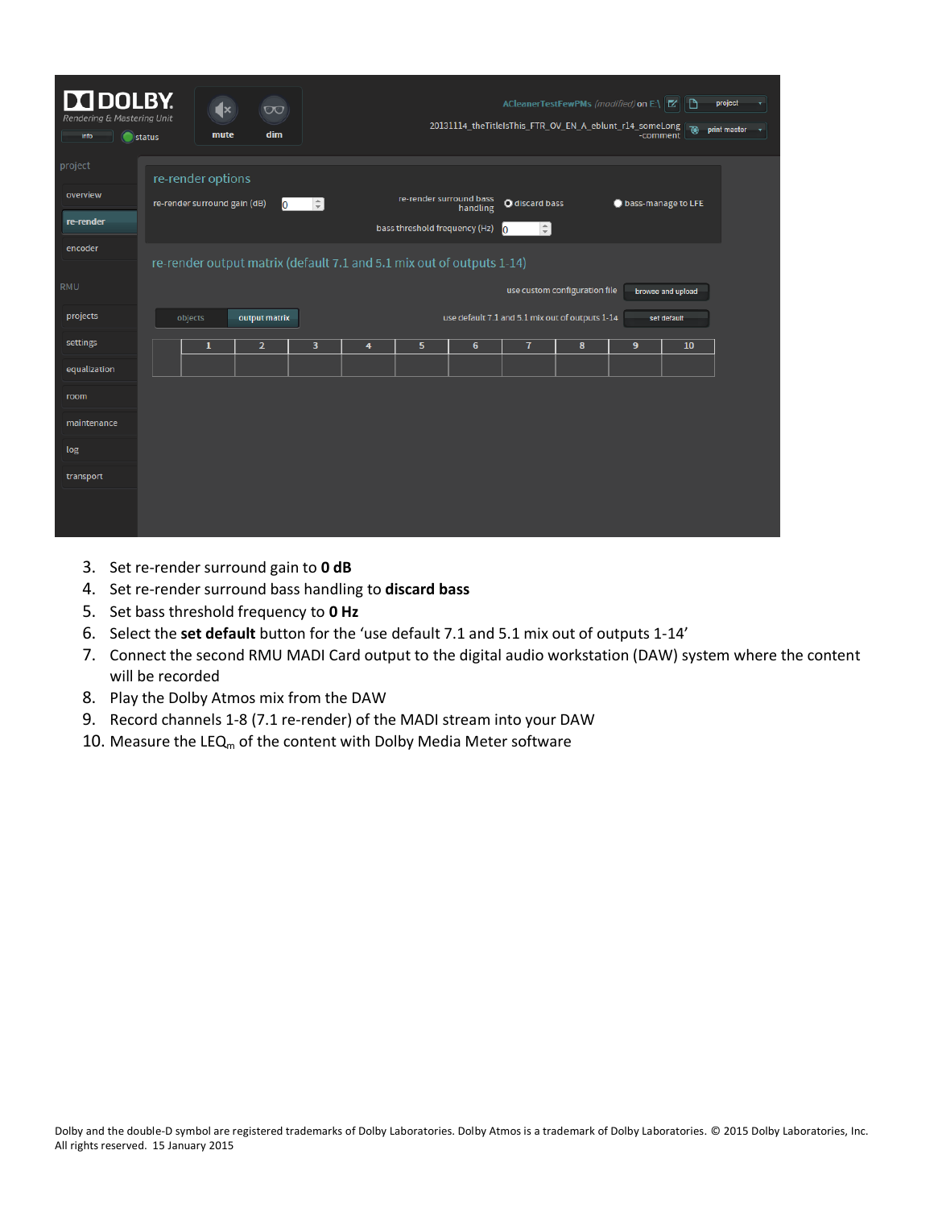3. Set re-render surround gain to **0 dB**
4. Set re-render surround bass handling to **discard bass**
5. Set bass threshold frequency to **0 Hz**
6. Select the **set default** button for the ‘use default 7.1 and 5.1 mix out of outputs 1-14’
7. Connect the second RMU MADI Card output to the digital audio workstation (DAW) system where the content will be recorded
8. Play the Dolby Atmos mix from the DAW
9. Record channels 1-8 (7.1 re-render) of the MADI stream into your DAW
10. Measure the $LEQ_m$ of the content with Dolby Media Meter software

Dolby and the double-D symbol are registered trademarks of Dolby Laboratories. Dolby Atmos is a trademark of Dolby Laboratories. © 2015 Dolby Laboratories, Inc. All rights reserved. 15 January 2015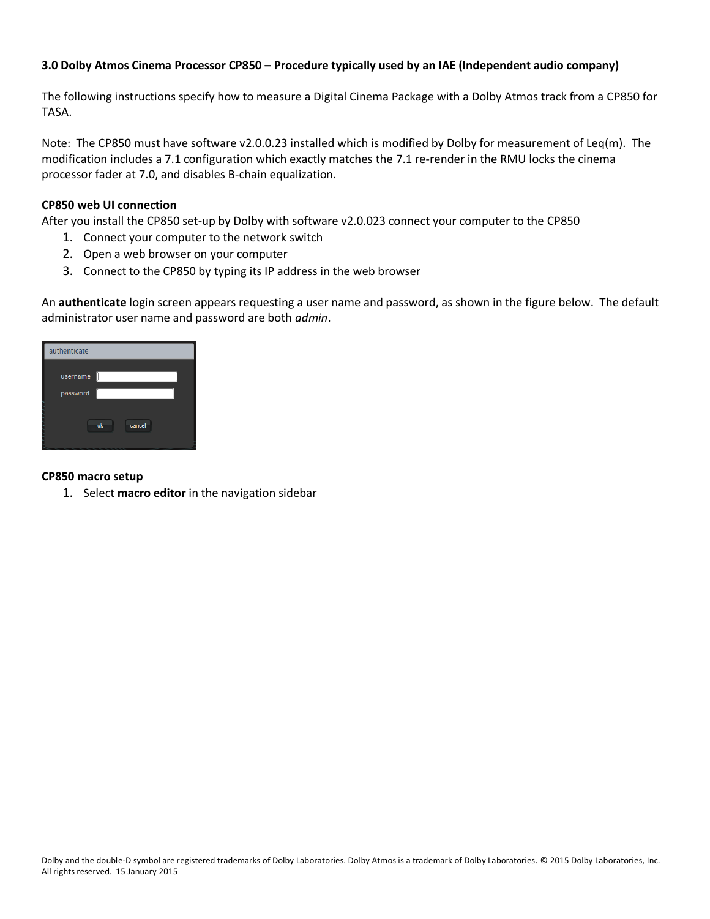### 3.0 Dolby Atmos Cinema Processor CP850 – Procedure typically used by an IAE (Independent audio company)

The following instructions specify how to measure a Digital Cinema Package with a Dolby Atmos track from a CP850 for TASA.

Note: The CP850 must have software v2.0.0.23 installed which is modified by Dolby for measurement of Leq(m). The modification includes a 7.1 configuration which exactly matches the 7.1 re-render in the RMU locks the cinema processor fader at 7.0, and disables B-chain equalization.

**CP850 web UI connection**

After you install the CP850 set-up by Dolby with software v2.0.023 connect your computer to the CP850

1. Connect your computer to the network switch
2. Open a web browser on your computer
3. Connect to the CP850 by typing its IP address in the web browser

An **authenticate** login screen appears requesting a user name and password, as shown in the figure below. The default administrator user name and password are both *admin*.

**CP850 macro setup**

1. Select **macro editor** in the navigation sidebar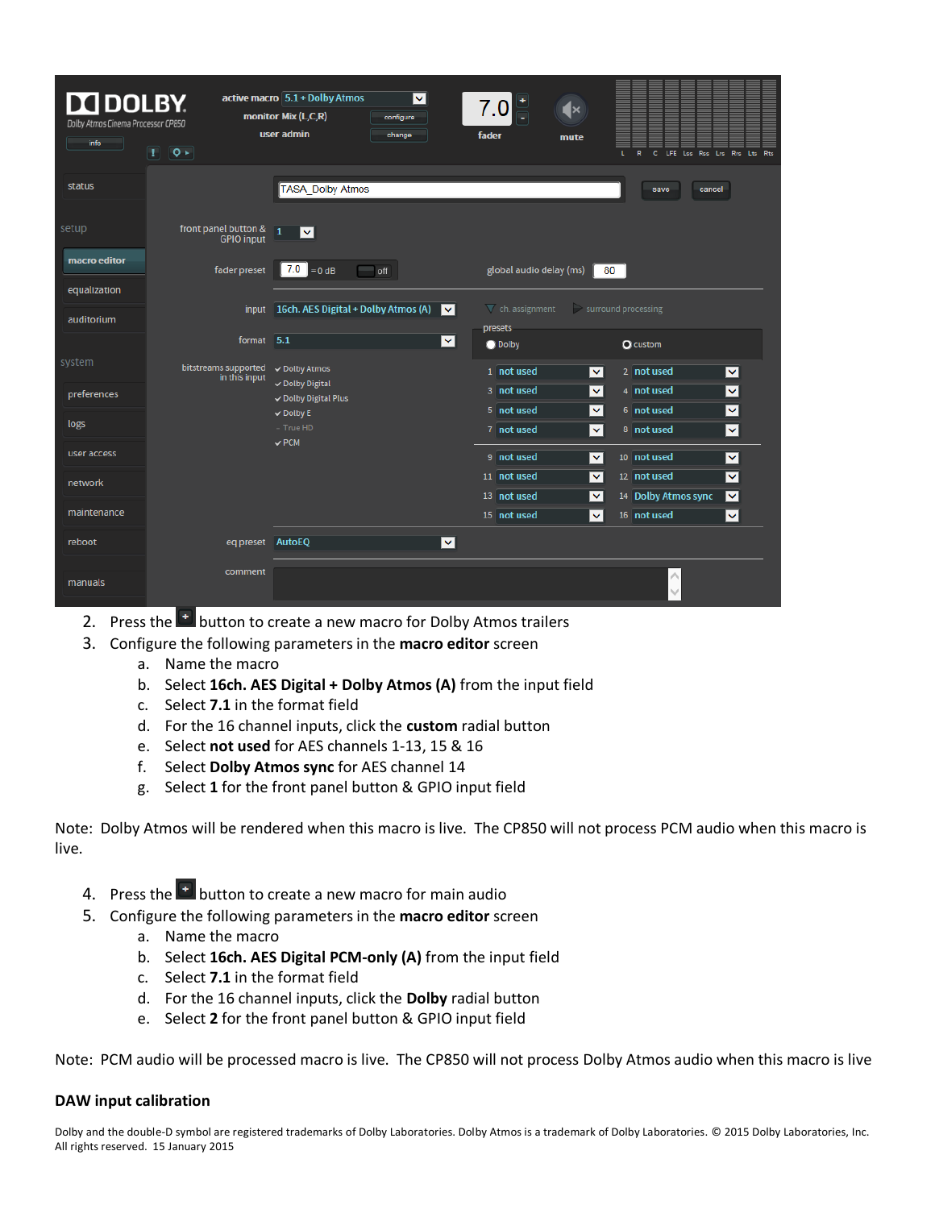2. Press the [+] button to create a new macro for Dolby Atmos trailers
3. Configure the following parameters in the **macro editor** screen
   a. Name the macro
   b. Select **16ch. AES Digital + Dolby Atmos (A)** from the input field
   c. Select **7.1** in the format field
   d. For the 16 channel inputs, click the **custom** radial button
   e. Select **not used** for AES channels 1-13, 15 & 16
   f. Select **Dolby Atmos sync** for AES channel 14
   g. Select **1** for the front panel button & GPIO input field

Note: Dolby Atmos will be rendered when this macro is live. The CP850 will not process PCM audio when this macro is live.

4. Press the [+] button to create a new macro for main audio
5. Configure the following parameters in the **macro editor** screen
   a. Name the macro
   b. Select **16ch. AES Digital PCM-only (A)** from the input field
   c. Select **7.1** in the format field
   d. For the 16 channel inputs, click the **Dolby** radial button
   e. Select **2** for the front panel button & GPIO input field

Note: PCM audio will be processed macro is live. The CP850 will not process Dolby Atmos audio when this macro is live

### DAW input calibration

Dolby and the double-D symbol are registered trademarks of Dolby Laboratories. Dolby Atmos is a trademark of Dolby Laboratories. © 2015 Dolby Laboratories, Inc. All rights reserved. 15 January 2015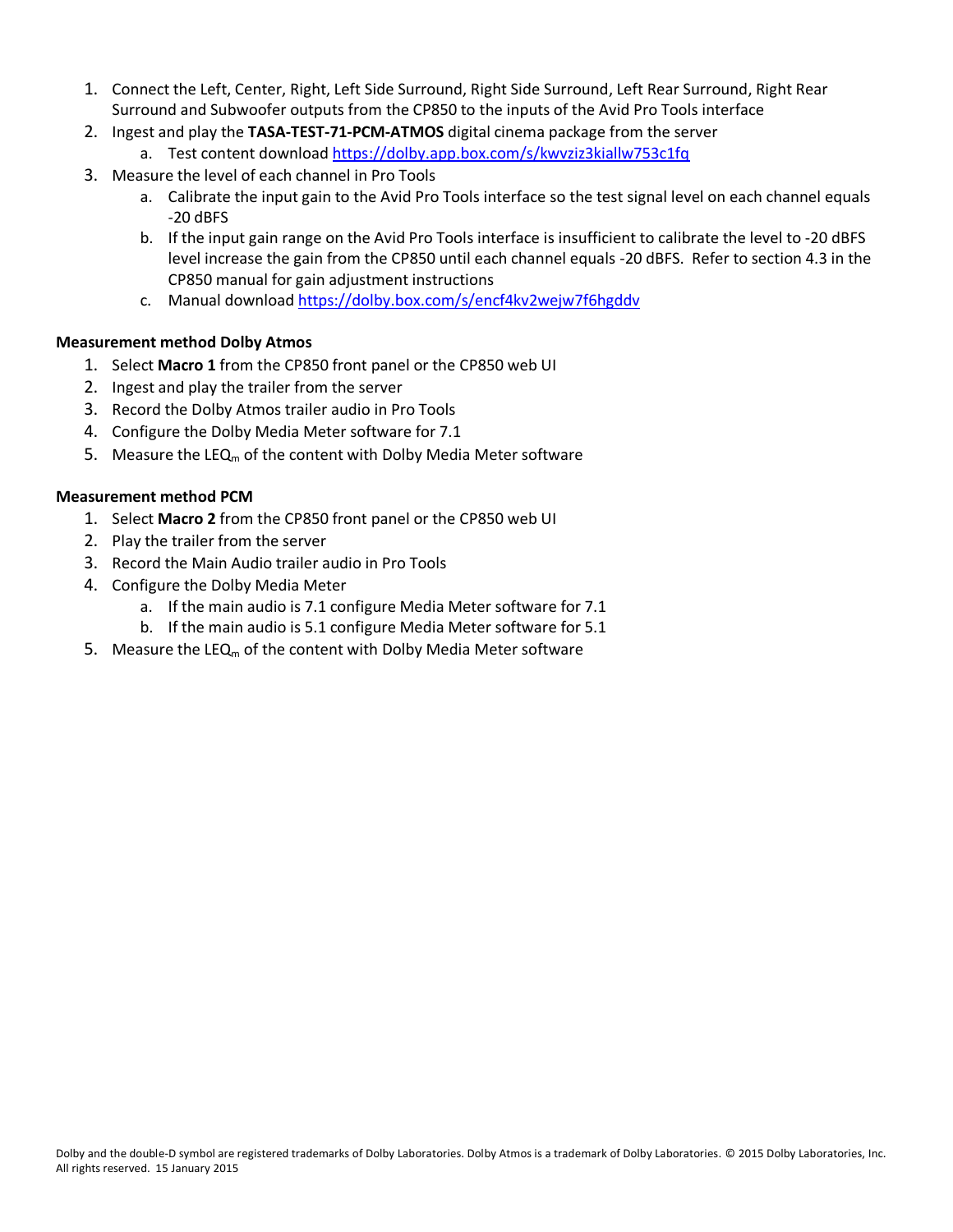1. Connect the Left, Center, Right, Left Side Surround, Right Side Surround, Left Rear Surround, Right Rear Surround and Subwoofer outputs from the CP850 to the inputs of the Avid Pro Tools interface
2. Ingest and play the **TASA-TEST-71-PCM-ATMOS** digital cinema package from the server
   a. Test content download https://dolby.app.box.com/s/kwvziz3kiallw753c1fq
3. Measure the level of each channel in Pro Tools
   a. Calibrate the input gain to the Avid Pro Tools interface so the test signal level on each channel equals -20 dBFS
   b. If the input gain range on the Avid Pro Tools interface is insufficient to calibrate the level to -20 dBFS level increase the gain from the CP850 until each channel equals -20 dBFS. Refer to section 4.3 in the CP850 manual for gain adjustment instructions
   c. Manual download https://dolby.box.com/s/encf4kv2wejw7f6hgddv

**Measurement method Dolby Atmos**

1. Select **Macro 1** from the CP850 front panel or the CP850 web UI
2. Ingest and play the trailer from the server
3. Record the Dolby Atmos trailer audio in Pro Tools
4. Configure the Dolby Media Meter software for 7.1
5. Measure the $LEQ_m$ of the content with Dolby Media Meter software

**Measurement method PCM**

1. Select **Macro 2** from the CP850 front panel or the CP850 web UI
2. Play the trailer from the server
3. Record the Main Audio trailer audio in Pro Tools
4. Configure the Dolby Media Meter
   a. If the main audio is 7.1 configure Media Meter software for 7.1
   b. If the main audio is 5.1 configure Media Meter software for 5.1
5. Measure the $LEQ_m$ of the content with Dolby Media Meter software

Dolby and the double-D symbol are registered trademarks of Dolby Laboratories. Dolby Atmos is a trademark of Dolby Laboratories. © 2015 Dolby Laboratories, Inc. All rights reserved. 15 January 2015